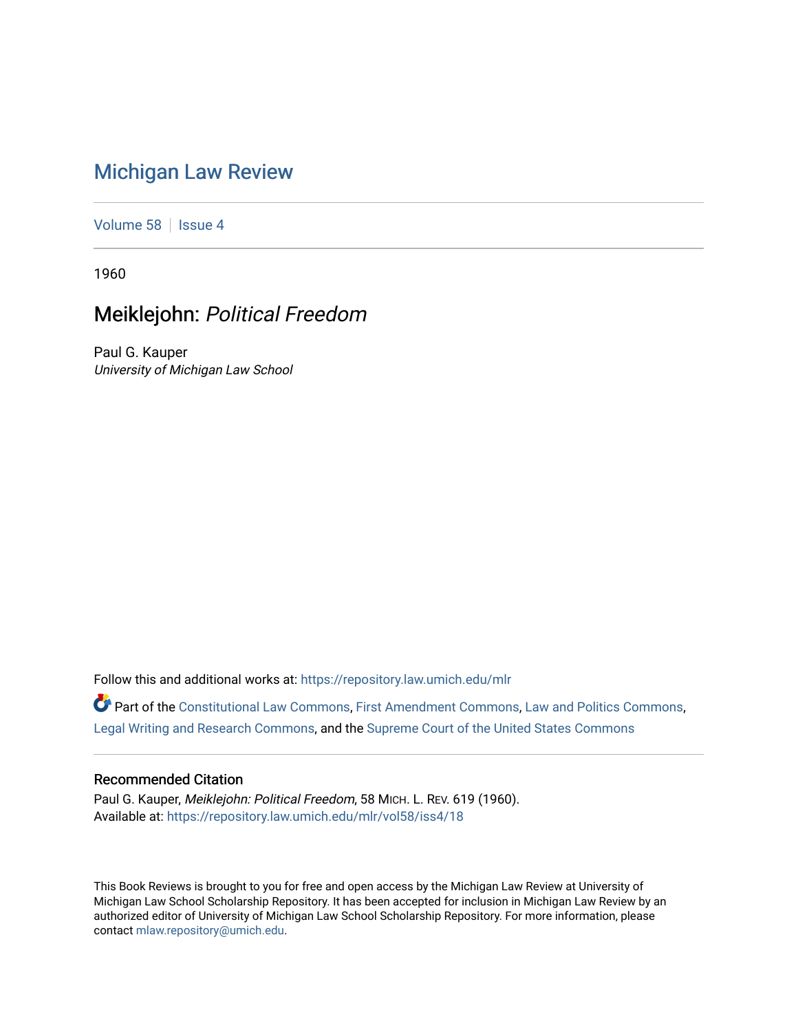# Michigan Law Review

Volume 58 | Issue 4

1960

## Meiklejohn: *Political Freedom*

Paul G. Kauper
*University of Michigan Law School*

Follow this and additional works at: https://repository.law.umich.edu/mlr

Part of the Constitutional Law Commons, First Amendment Commons, Law and Politics Commons, Legal Writing and Research Commons, and the Supreme Court of the United States Commons

### Recommended Citation

Paul G. Kauper, *Meiklejohn: Political Freedom*, 58 MICH. L. REV. 619 (1960).
Available at: https://repository.law.umich.edu/mlr/vol58/iss4/18

This Book Reviews is brought to you for free and open access by the Michigan Law Review at University of Michigan Law School Scholarship Repository. It has been accepted for inclusion in Michigan Law Review by an authorized editor of University of Michigan Law School Scholarship Repository. For more information, please contact mlaw.repository@umich.edu.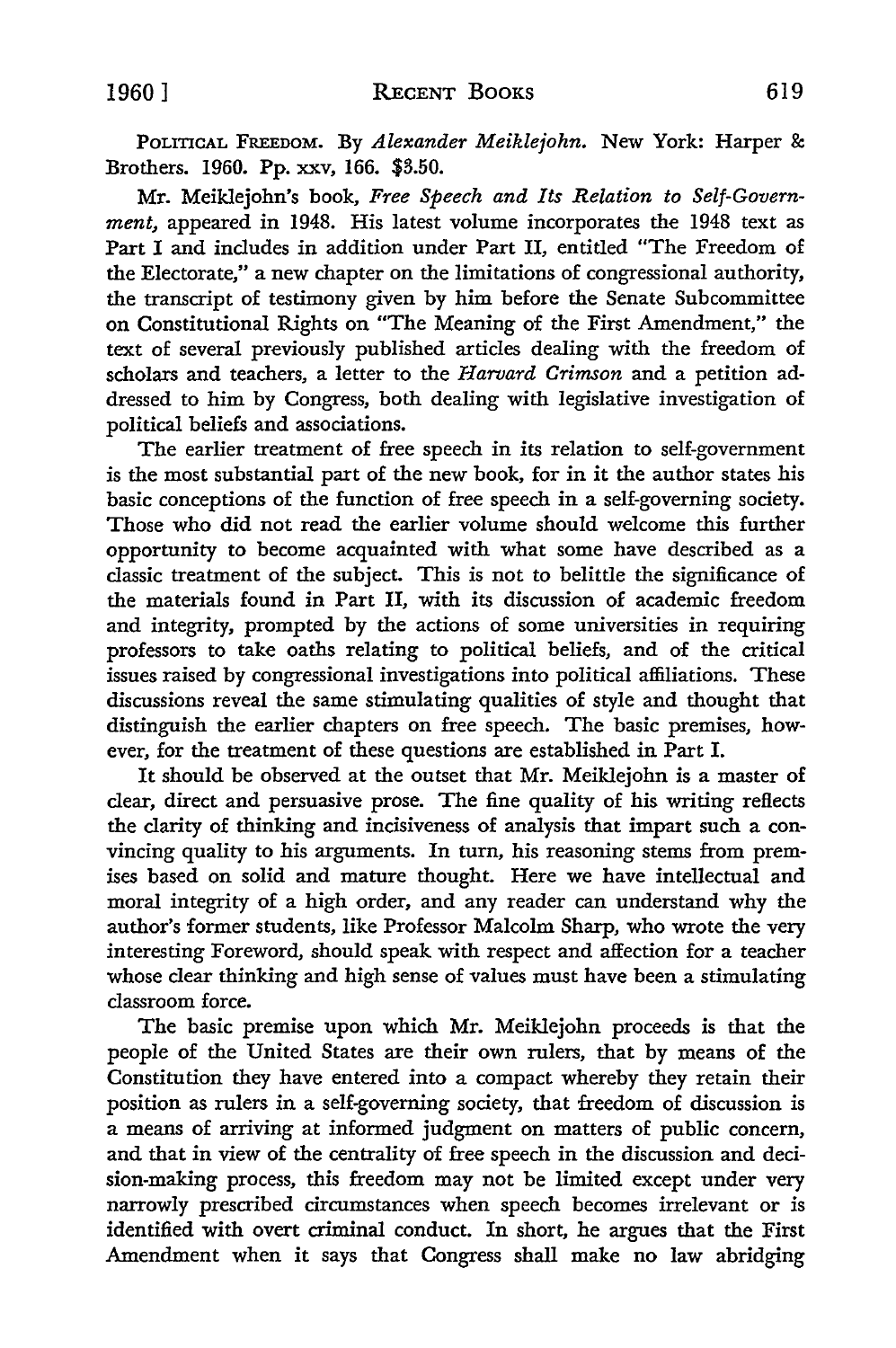POLITICAL FREEDOM. By *Alexander Meiklejohn.* New York: Harper & Brothers. 1960. Pp. xxv, 166. $3.50.

Mr. Meiklejohn's book, *Free Speech and Its Relation to Self-Government,* appeared in 1948. His latest volume incorporates the 1948 text as Part I and includes in addition under Part II, entitled "The Freedom of the Electorate," a new chapter on the limitations of congressional authority, the transcript of testimony given by him before the Senate Subcommittee on Constitutional Rights on "The Meaning of the First Amendment," the text of several previously published articles dealing with the freedom of scholars and teachers, a letter to the *Harvard Crimson* and a petition addressed to him by Congress, both dealing with legislative investigation of political beliefs and associations.

The earlier treatment of free speech in its relation to self-government is the most substantial part of the new book, for in it the author states his basic conceptions of the function of free speech in a self-governing society. Those who did not read the earlier volume should welcome this further opportunity to become acquainted with what some have described as a classic treatment of the subject. This is not to belittle the significance of the materials found in Part II, with its discussion of academic freedom and integrity, prompted by the actions of some universities in requiring professors to take oaths relating to political beliefs, and of the critical issues raised by congressional investigations into political affiliations. These discussions reveal the same stimulating qualities of style and thought that distinguish the earlier chapters on free speech. The basic premises, however, for the treatment of these questions are established in Part I.

It should be observed at the outset that Mr. Meiklejohn is a master of clear, direct and persuasive prose. The fine quality of his writing reflects the clarity of thinking and incisiveness of analysis that impart such a convincing quality to his arguments. In turn, his reasoning stems from premises based on solid and mature thought. Here we have intellectual and moral integrity of a high order, and any reader can understand why the author's former students, like Professor Malcolm Sharp, who wrote the very interesting Foreword, should speak with respect and affection for a teacher whose clear thinking and high sense of values must have been a stimulating classroom force.

The basic premise upon which Mr. Meiklejohn proceeds is that the people of the United States are their own rulers, that by means of the Constitution they have entered into a compact whereby they retain their position as rulers in a self-governing society, that freedom of discussion is a means of arriving at informed judgment on matters of public concern, and that in view of the centrality of free speech in the discussion and decision-making process, this freedom may not be limited except under very narrowly prescribed circumstances when speech becomes irrelevant or is identified with overt criminal conduct. In short, he argues that the First Amendment when it says that Congress shall make no law abridging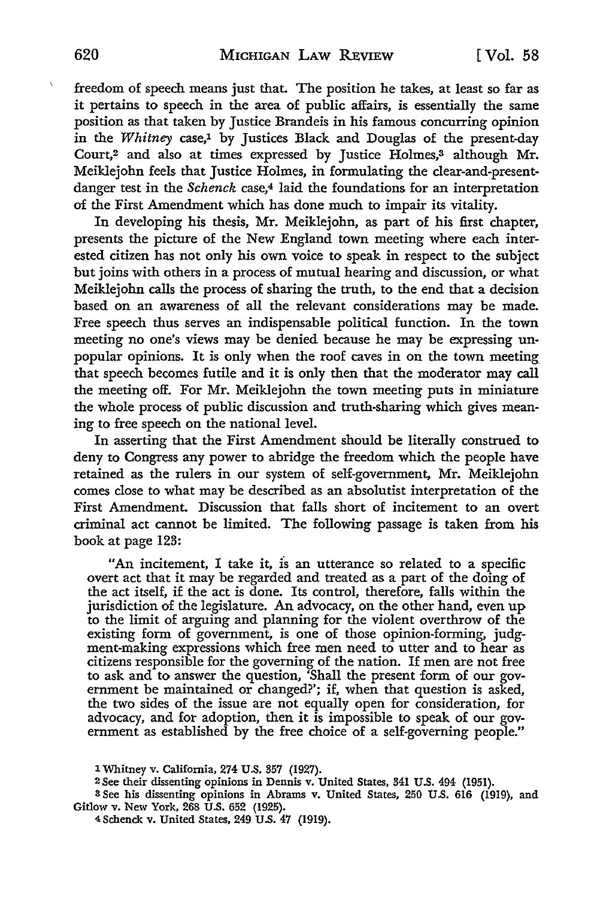freedom of speech means just that. The position he takes, at least so far as it pertains to speech in the area of public affairs, is essentially the same position as that taken by Justice Brandeis in his famous concurring opinion in the *Whitney* case,[1] by Justices Black and Douglas of the present-day Court,[2] and also at times expressed by Justice Holmes,[3] although Mr. Meiklejohn feels that Justice Holmes, in formulating the clear-and-present-danger test in the *Schenck* case,[4] laid the foundations for an interpretation of the First Amendment which has done much to impair its vitality.

In developing his thesis, Mr. Meiklejohn, as part of his first chapter, presents the picture of the New England town meeting where each interested citizen has not only his own voice to speak in respect to the subject but joins with others in a process of mutual hearing and discussion, or what Meiklejohn calls the process of sharing the truth, to the end that a decision based on an awareness of all the relevant considerations may be made. Free speech thus serves an indispensable political function. In the town meeting no one's views may be denied because he may be expressing unpopular opinions. It is only when the roof caves in on the town meeting that speech becomes futile and it is only then that the moderator may call the meeting off. For Mr. Meiklejohn the town meeting puts in miniature the whole process of public discussion and truth-sharing which gives meaning to free speech on the national level.

In asserting that the First Amendment should be literally construed to deny to Congress any power to abridge the freedom which the people have retained as the rulers in our system of self-government, Mr. Meiklejohn comes close to what may be described as an absolutist interpretation of the First Amendment. Discussion that falls short of incitement to an overt criminal act cannot be limited. The following passage is taken from his book at page 123:

> "An incitement, I take it, is an utterance so related to a specific overt act that it may be regarded and treated as a part of the doing of the act itself, if the act is done. Its control, therefore, falls within the jurisdiction of the legislature. An advocacy, on the other hand, even up to the limit of arguing and planning for the violent overthrow of the existing form of government, is one of those opinion-forming, judgment-making expressions which free men need to utter and to hear as citizens responsible for the governing of the nation. If men are not free to ask and to answer the question, 'Shall the present form of our government be maintained or changed?'; if, when that question is asked, the two sides of the issue are not equally open for consideration, for advocacy, and for adoption, then it is impossible to speak of our government as established by the free choice of a self-governing people."

[1] Whitney v. California, 274 U.S. 357 (1927).

[2] See their dissenting opinions in Dennis v. United States, 341 U.S. 494 (1951).

[3] See his dissenting opinions in Abrams v. United States, 250 U.S. 616 (1919), and Gitlow v. New York, 268 U.S. 652 (1925).

[4] Schenck v. United States, 249 U.S. 47 (1919).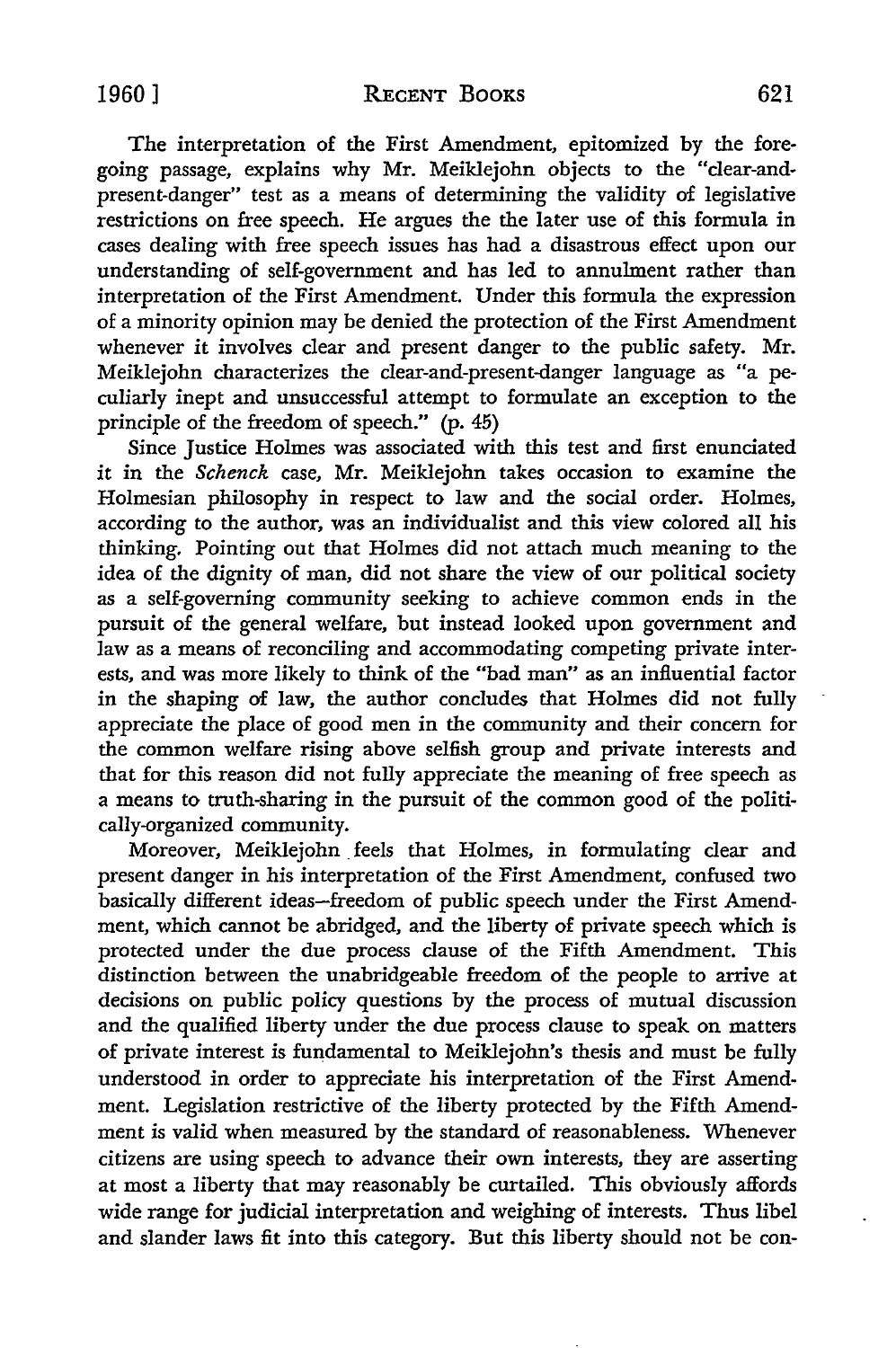The interpretation of the First Amendment, epitomized by the foregoing passage, explains why Mr. Meiklejohn objects to the "clear-and-present-danger" test as a means of determining the validity of legislative restrictions on free speech. He argues the the later use of this formula in cases dealing with free speech issues has had a disastrous effect upon our understanding of self-government and has led to annulment rather than interpretation of the First Amendment. Under this formula the expression of a minority opinion may be denied the protection of the First Amendment whenever it involves clear and present danger to the public safety. Mr. Meiklejohn characterizes the clear-and-present-danger language as "a peculiarly inept and unsuccessful attempt to formulate an exception to the principle of the freedom of speech." (p. 45)

Since Justice Holmes was associated with this test and first enunciated it in the *Schenck* case, Mr. Meiklejohn takes occasion to examine the Holmesian philosophy in respect to law and the social order. Holmes, according to the author, was an individualist and this view colored all his thinking. Pointing out that Holmes did not attach much meaning to the idea of the dignity of man, did not share the view of our political society as a self-governing community seeking to achieve common ends in the pursuit of the general welfare, but instead looked upon government and law as a means of reconciling and accommodating competing private interests, and was more likely to think of the "bad man" as an influential factor in the shaping of law, the author concludes that Holmes did not fully appreciate the place of good men in the community and their concern for the common welfare rising above selfish group and private interests and that for this reason did not fully appreciate the meaning of free speech as a means to truth-sharing in the pursuit of the common good of the politically-organized community.

Moreover, Meiklejohn feels that Holmes, in formulating clear and present danger in his interpretation of the First Amendment, confused two basically different ideas—freedom of public speech under the First Amendment, which cannot be abridged, and the liberty of private speech which is protected under the due process clause of the Fifth Amendment. This distinction between the unabridgeable freedom of the people to arrive at decisions on public policy questions by the process of mutual discussion and the qualified liberty under the due process clause to speak on matters of private interest is fundamental to Meiklejohn's thesis and must be fully understood in order to appreciate his interpretation of the First Amendment. Legislation restrictive of the liberty protected by the Fifth Amendment is valid when measured by the standard of reasonableness. Whenever citizens are using speech to advance their own interests, they are asserting at most a liberty that may reasonably be curtailed. This obviously affords wide range for judicial interpretation and weighing of interests. Thus libel and slander laws fit into this category. But this liberty should not be con-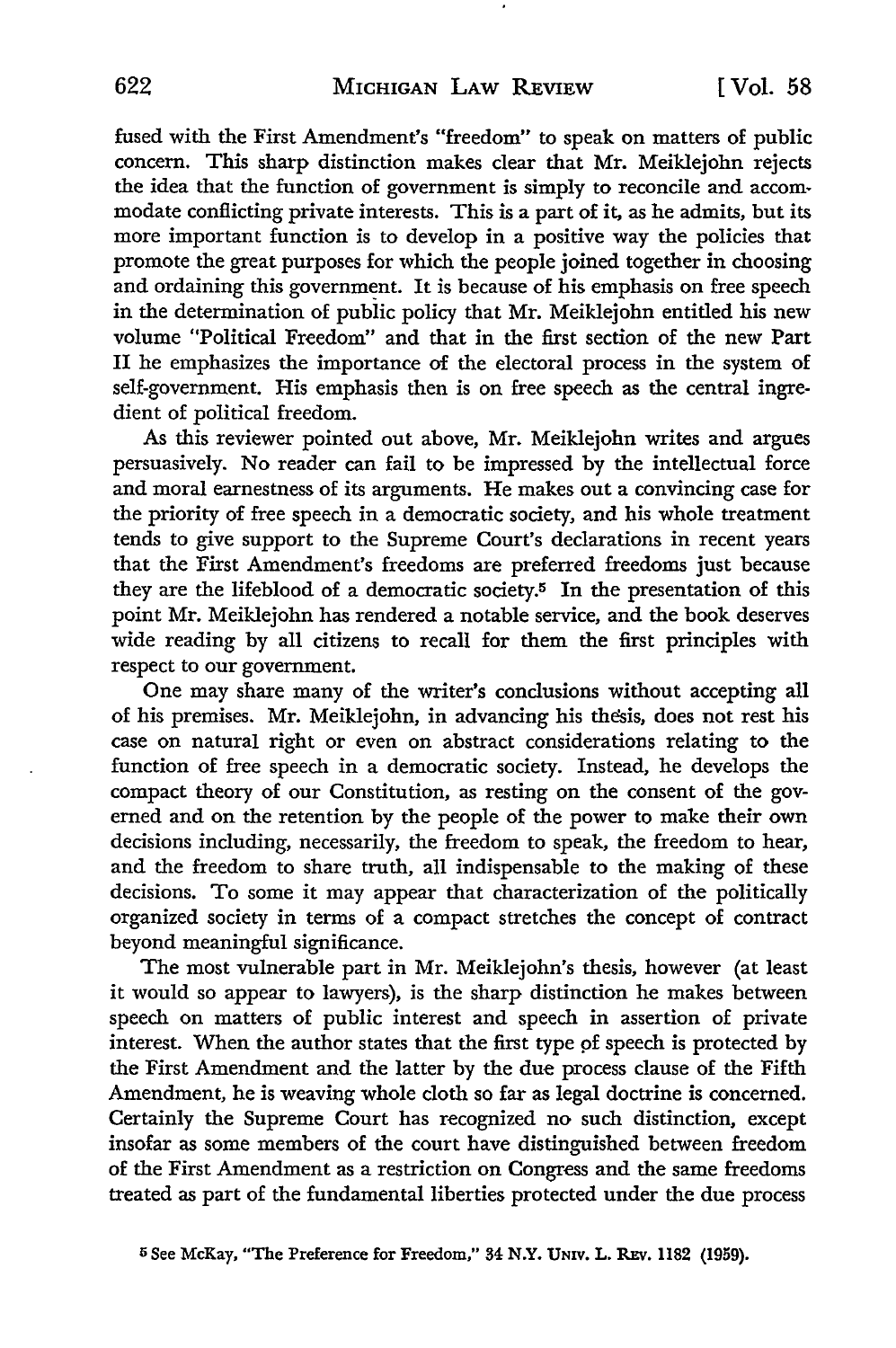fused with the First Amendment's "freedom" to speak on matters of public concern. This sharp distinction makes clear that Mr. Meiklejohn rejects the idea that the function of government is simply to reconcile and accommodate conflicting private interests. This is a part of it, as he admits, but its more important function is to develop in a positive way the policies that promote the great purposes for which the people joined together in choosing and ordaining this government. It is because of his emphasis on free speech in the determination of public policy that Mr. Meiklejohn entitled his new volume "Political Freedom" and that in the first section of the new Part II he emphasizes the importance of the electoral process in the system of self-government. His emphasis then is on free speech as the central ingredient of political freedom.

As this reviewer pointed out above, Mr. Meiklejohn writes and argues persuasively. No reader can fail to be impressed by the intellectual force and moral earnestness of its arguments. He makes out a convincing case for the priority of free speech in a democratic society, and his whole treatment tends to give support to the Supreme Court's declarations in recent years that the First Amendment's freedoms are preferred freedoms just because they are the lifeblood of a democratic society.[5] In the presentation of this point Mr. Meiklejohn has rendered a notable service, and the book deserves wide reading by all citizens to recall for them the first principles with respect to our government.

One may share many of the writer's conclusions without accepting all of his premises. Mr. Meiklejohn, in advancing his thesis, does not rest his case on natural right or even on abstract considerations relating to the function of free speech in a democratic society. Instead, he develops the compact theory of our Constitution, as resting on the consent of the governed and on the retention by the people of the power to make their own decisions including, necessarily, the freedom to speak, the freedom to hear, and the freedom to share truth, all indispensable to the making of these decisions. To some it may appear that characterization of the politically organized society in terms of a compact stretches the concept of contract beyond meaningful significance.

The most vulnerable part in Mr. Meiklejohn's thesis, however (at least it would so appear to lawyers), is the sharp distinction he makes between speech on matters of public interest and speech in assertion of private interest. When the author states that the first type of speech is protected by the First Amendment and the latter by the due process clause of the Fifth Amendment, he is weaving whole cloth so far as legal doctrine is concerned. Certainly the Supreme Court has recognized no such distinction, except insofar as some members of the court have distinguished between freedom of the First Amendment as a restriction on Congress and the same freedoms treated as part of the fundamental liberties protected under the due process

[5] See McKay, "The Preference for Freedom," 34 N.Y. UNIV. L. REV. 1182 (1959).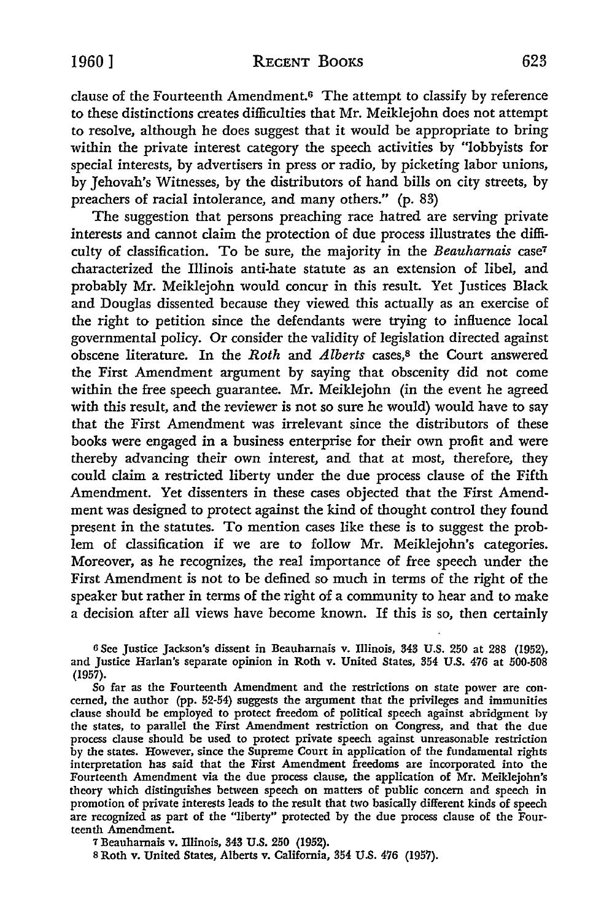clause of the Fourteenth Amendment.[6] The attempt to classify by reference to these distinctions creates difficulties that Mr. Meiklejohn does not attempt to resolve, although he does suggest that it would be appropriate to bring within the private interest category the speech activities by "lobbyists for special interests, by advertisers in press or radio, by picketing labor unions, by Jehovah's Witnesses, by the distributors of hand bills on city streets, by preachers of racial intolerance, and many others." (p. 83)

The suggestion that persons preaching race hatred are serving private interests and cannot claim the protection of due process illustrates the difficulty of classification. To be sure, the majority in the *Beauharnais* case[7] characterized the Illinois anti-hate statute as an extension of libel, and probably Mr. Meiklejohn would concur in this result. Yet Justices Black and Douglas dissented because they viewed this actually as an exercise of the right to petition since the defendants were trying to influence local governmental policy. Or consider the validity of legislation directed against obscene literature. In the *Roth* and *Alberts* cases,[8] the Court answered the First Amendment argument by saying that obscenity did not come within the free speech guarantee. Mr. Meiklejohn (in the event he agreed with this result, and the reviewer is not so sure he would) would have to say that the First Amendment was irrelevant since the distributors of these books were engaged in a business enterprise for their own profit and were thereby advancing their own interest, and that at most, therefore, they could claim a restricted liberty under the due process clause of the Fifth Amendment. Yet dissenters in these cases objected that the First Amendment was designed to protect against the kind of thought control they found present in the statutes. To mention cases like these is to suggest the problem of classification if we are to follow Mr. Meiklejohn's categories. Moreover, as he recognizes, the real importance of free speech under the First Amendment is not to be defined so much in terms of the right of the speaker but rather in terms of the right of a community to hear and to make a decision after all views have become known. If this is so, then certainly

[6] See Justice Jackson's dissent in Beauharnais v. Illinois, 343 U.S. 250 at 288 (1952), and Justice Harlan's separate opinion in Roth v. United States, 354 U.S. 476 at 500-508 (1957).

So far as the Fourteenth Amendment and the restrictions on state power are concerned, the author (pp. 52-54) suggests the argument that the privileges and immunities clause should be employed to protect freedom of political speech against abridgment by the states, to parallel the First Amendment restriction on Congress, and that the due process clause should be used to protect private speech against unreasonable restriction by the states. However, since the Supreme Court in application of the fundamental rights interpretation has said that the First Amendment freedoms are incorporated into the Fourteenth Amendment via the due process clause, the application of Mr. Meiklejohn's theory which distinguishes between speech on matters of public concern and speech in promotion of private interests leads to the result that two basically different kinds of speech are recognized as part of the "liberty" protected by the due process clause of the Fourteenth Amendment.

[7] Beauharnais v. Illinois, 343 U.S. 250 (1952).

[8] Roth v. United States, Alberts v. California, 354 U.S. 476 (1957).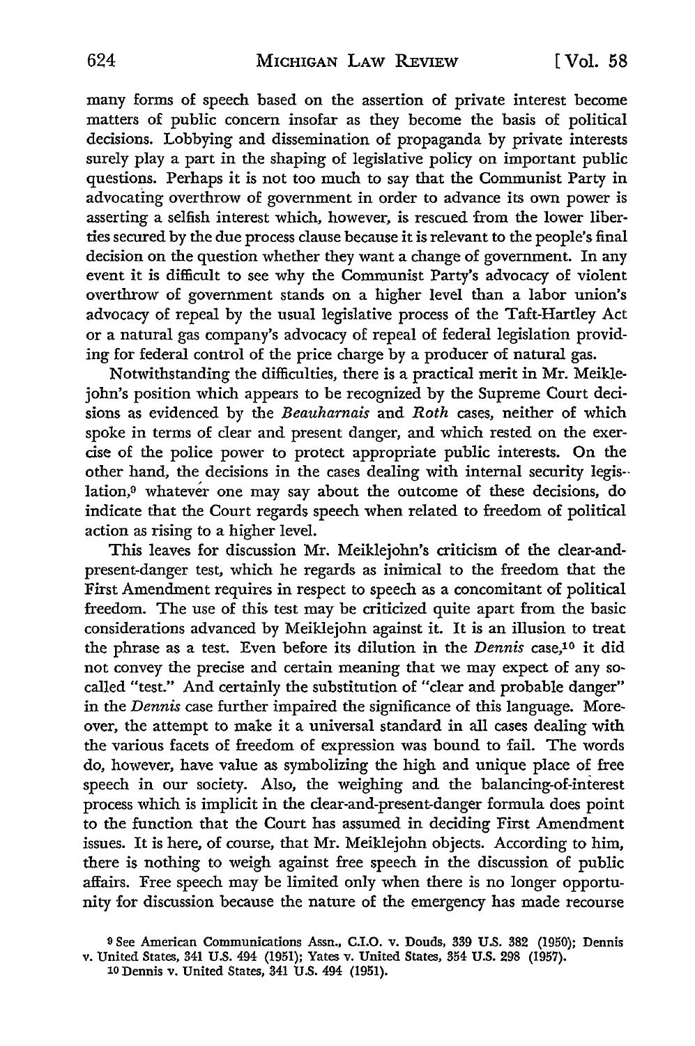many forms of speech based on the assertion of private interest become matters of public concern insofar as they become the basis of political decisions. Lobbying and dissemination of propaganda by private interests surely play a part in the shaping of legislative policy on important public questions. Perhaps it is not too much to say that the Communist Party in advocating overthrow of government in order to advance its own power is asserting a selfish interest which, however, is rescued from the lower liberties secured by the due process clause because it is relevant to the people's final decision on the question whether they want a change of government. In any event it is difficult to see why the Communist Party's advocacy of violent overthrow of government stands on a higher level than a labor union's advocacy of repeal by the usual legislative process of the Taft-Hartley Act or a natural gas company's advocacy of repeal of federal legislation providing for federal control of the price charge by a producer of natural gas.

Notwithstanding the difficulties, there is a practical merit in Mr. Meiklejohn's position which appears to be recognized by the Supreme Court decisions as evidenced by the *Beauharnais* and *Roth* cases, neither of which spoke in terms of clear and present danger, and which rested on the exercise of the police power to protect appropriate public interests. On the other hand, the decisions in the cases dealing with internal security legislation,[9] whatever one may say about the outcome of these decisions, do indicate that the Court regards speech when related to freedom of political action as rising to a higher level.

This leaves for discussion Mr. Meiklejohn's criticism of the clear-and-present-danger test, which he regards as inimical to the freedom that the First Amendment requires in respect to speech as a concomitant of political freedom. The use of this test may be criticized quite apart from the basic considerations advanced by Meiklejohn against it. It is an illusion to treat the phrase as a test. Even before its dilution in the *Dennis* case,[10] it did not convey the precise and certain meaning that we may expect of any so-called "test." And certainly the substitution of "clear and probable danger" in the *Dennis* case further impaired the significance of this language. Moreover, the attempt to make it a universal standard in all cases dealing with the various facets of freedom of expression was bound to fail. The words do, however, have value as symbolizing the high and unique place of free speech in our society. Also, the weighing and the balancing-of-interest process which is implicit in the clear-and-present-danger formula does point to the function that the Court has assumed in deciding First Amendment issues. It is here, of course, that Mr. Meiklejohn objects. According to him, there is nothing to weigh against free speech in the discussion of public affairs. Free speech may be limited only when there is no longer opportunity for discussion because the nature of the emergency has made recourse

[9] See American Communications Assn., C.I.O. v. Douds, 339 U.S. 382 (1950); Dennis v. United States, 341 U.S. 494 (1951); Yates v. United States, 354 U.S. 298 (1957).

[10] Dennis v. United States, 341 U.S. 494 (1951).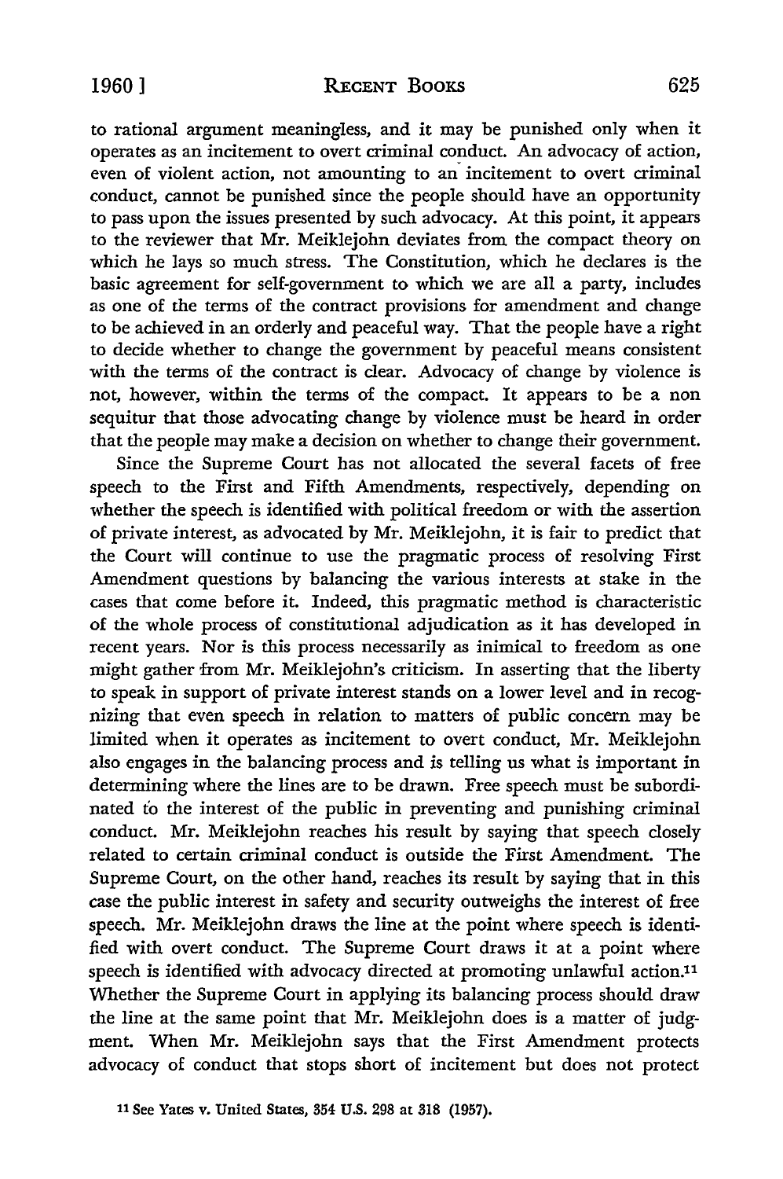to rational argument meaningless, and it may be punished only when it operates as an incitement to overt criminal conduct. An advocacy of action, even of violent action, not amounting to an incitement to overt criminal conduct, cannot be punished since the people should have an opportunity to pass upon the issues presented by such advocacy. At this point, it appears to the reviewer that Mr. Meiklejohn deviates from the compact theory on which he lays so much stress. The Constitution, which he declares is the basic agreement for self-government to which we are all a party, includes as one of the terms of the contract provisions for amendment and change to be achieved in an orderly and peaceful way. That the people have a right to decide whether to change the government by peaceful means consistent with the terms of the contract is clear. Advocacy of change by violence is not, however, within the terms of the compact. It appears to be a non sequitur that those advocating change by violence must be heard in order that the people may make a decision on whether to change their government.

Since the Supreme Court has not allocated the several facets of free speech to the First and Fifth Amendments, respectively, depending on whether the speech is identified with political freedom or with the assertion of private interest, as advocated by Mr. Meiklejohn, it is fair to predict that the Court will continue to use the pragmatic process of resolving First Amendment questions by balancing the various interests at stake in the cases that come before it. Indeed, this pragmatic method is characteristic of the whole process of constitutional adjudication as it has developed in recent years. Nor is this process necessarily as inimical to freedom as one might gather from Mr. Meiklejohn's criticism. In asserting that the liberty to speak in support of private interest stands on a lower level and in recognizing that even speech in relation to matters of public concern may be limited when it operates as incitement to overt conduct, Mr. Meiklejohn also engages in the balancing process and is telling us what is important in determining where the lines are to be drawn. Free speech must be subordinated to the interest of the public in preventing and punishing criminal conduct. Mr. Meiklejohn reaches his result by saying that speech closely related to certain criminal conduct is outside the First Amendment. The Supreme Court, on the other hand, reaches its result by saying that in this case the public interest in safety and security outweighs the interest of free speech. Mr. Meiklejohn draws the line at the point where speech is identified with overt conduct. The Supreme Court draws it at a point where speech is identified with advocacy directed at promoting unlawful action.[11] Whether the Supreme Court in applying its balancing process should draw the line at the same point that Mr. Meiklejohn does is a matter of judgment. When Mr. Meiklejohn says that the First Amendment protects advocacy of conduct that stops short of incitement but does not protect

[11] See Yates v. United States, 354 U.S. 298 at 318 (1957).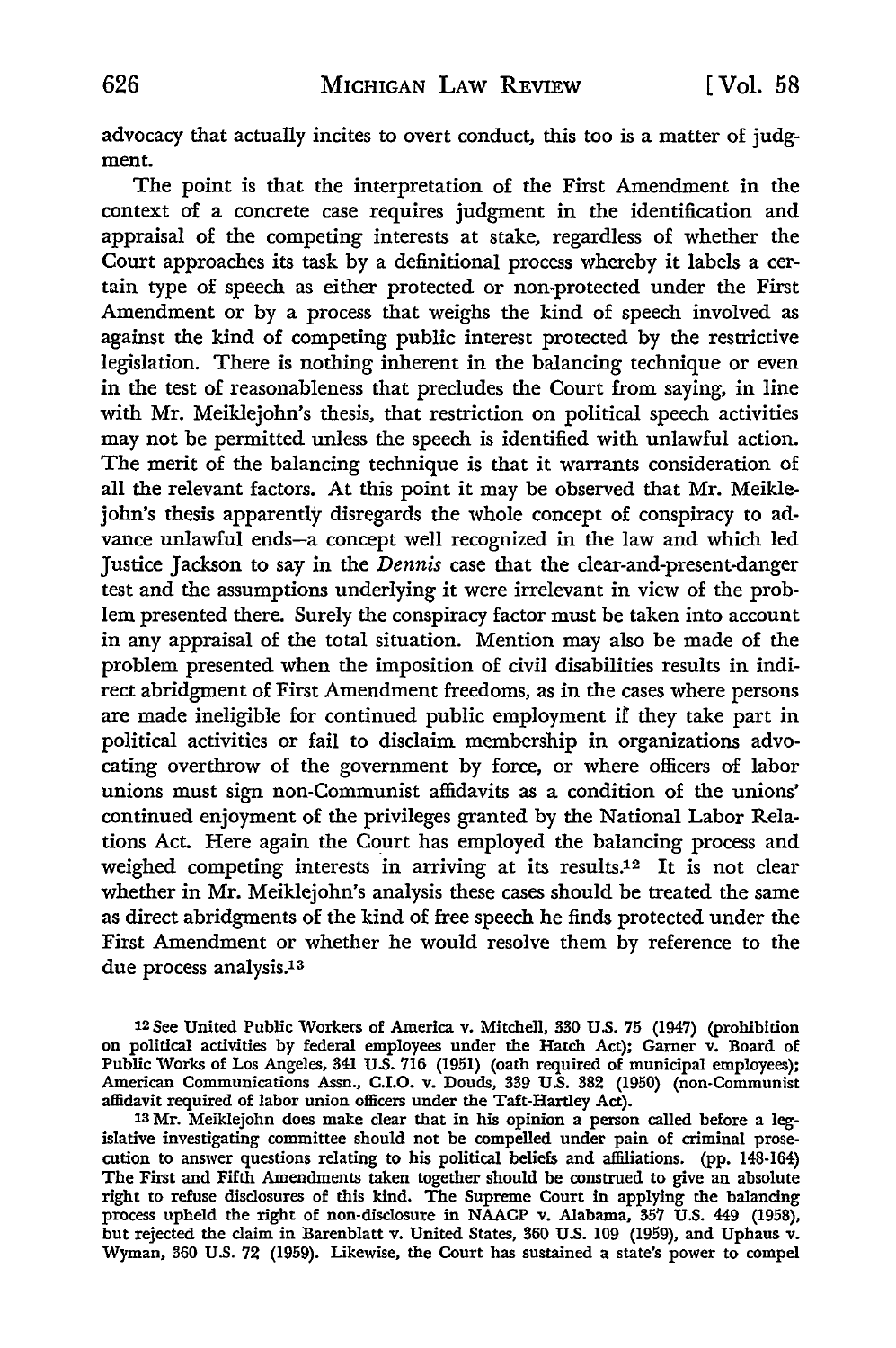advocacy that actually incites to overt conduct, this too is a matter of judgment.

The point is that the interpretation of the First Amendment in the context of a concrete case requires judgment in the identification and appraisal of the competing interests at stake, regardless of whether the Court approaches its task by a definitional process whereby it labels a certain type of speech as either protected or non-protected under the First Amendment or by a process that weighs the kind of speech involved as against the kind of competing public interest protected by the restrictive legislation. There is nothing inherent in the balancing technique or even in the test of reasonableness that precludes the Court from saying, in line with Mr. Meiklejohn's thesis, that restriction on political speech activities may not be permitted unless the speech is identified with unlawful action. The merit of the balancing technique is that it warrants consideration of all the relevant factors. At this point it may be observed that Mr. Meiklejohn's thesis apparently disregards the whole concept of conspiracy to advance unlawful ends—a concept well recognized in the law and which led Justice Jackson to say in the *Dennis* case that the clear-and-present-danger test and the assumptions underlying it were irrelevant in view of the problem presented there. Surely the conspiracy factor must be taken into account in any appraisal of the total situation. Mention may also be made of the problem presented when the imposition of civil disabilities results in indirect abridgment of First Amendment freedoms, as in the cases where persons are made ineligible for continued public employment if they take part in political activities or fail to disclaim membership in organizations advocating overthrow of the government by force, or where officers of labor unions must sign non-Communist affidavits as a condition of the unions' continued enjoyment of the privileges granted by the National Labor Relations Act. Here again the Court has employed the balancing process and weighed competing interests in arriving at its results.[12] It is not clear whether in Mr. Meiklejohn's analysis these cases should be treated the same as direct abridgments of the kind of free speech he finds protected under the First Amendment or whether he would resolve them by reference to the due process analysis.[13]

[12] See United Public Workers of America v. Mitchell, 330 U.S. 75 (1947) (prohibition on political activities by federal employees under the Hatch Act); Garner v. Board of Public Works of Los Angeles, 341 U.S. 716 (1951) (oath required of municipal employees); American Communications Assn., C.I.O. v. Douds, 339 U.S. 382 (1950) (non-Communist affidavit required of labor union officers under the Taft-Hartley Act).

[13] Mr. Meiklejohn does make clear that in his opinion a person called before a legislative investigating committee should not be compelled under pain of criminal prosecution to answer questions relating to his political beliefs and affiliations. (pp. 148-164) The First and Fifth Amendments taken together should be construed to give an absolute right to refuse disclosures of this kind. The Supreme Court in applying the balancing process upheld the right of non-disclosure in NAACP v. Alabama, 357 U.S. 449 (1958), but rejected the claim in Barenblatt v. United States, 360 U.S. 109 (1959), and Uphaus v. Wyman, 360 U.S. 72 (1959). Likewise, the Court has sustained a state's power to compel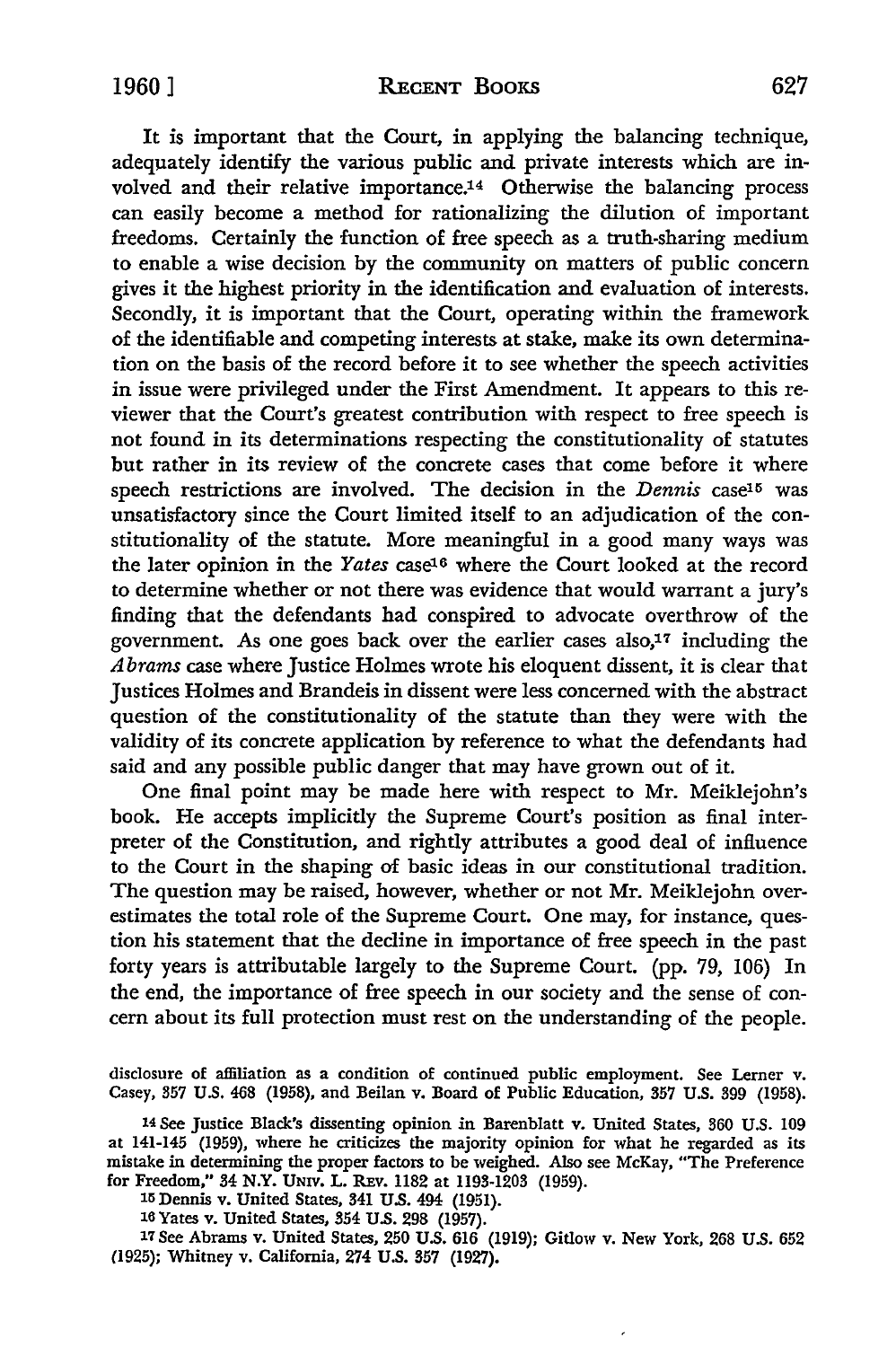It is important that the Court, in applying the balancing technique, adequately identify the various public and private interests which are involved and their relative importance.[14] Otherwise the balancing process can easily become a method for rationalizing the dilution of important freedoms. Certainly the function of free speech as a truth-sharing medium to enable a wise decision by the community on matters of public concern gives it the highest priority in the identification and evaluation of interests. Secondly, it is important that the Court, operating within the framework of the identifiable and competing interests at stake, make its own determination on the basis of the record before it to see whether the speech activities in issue were privileged under the First Amendment. It appears to this reviewer that the Court's greatest contribution with respect to free speech is not found in its determinations respecting the constitutionality of statutes but rather in its review of the concrete cases that come before it where speech restrictions are involved. The decision in the *Dennis* case[15] was unsatisfactory since the Court limited itself to an adjudication of the constitutionality of the statute. More meaningful in a good many ways was the later opinion in the *Yates* case[16] where the Court looked at the record to determine whether or not there was evidence that would warrant a jury's finding that the defendants had conspired to advocate overthrow of the government. As one goes back over the earlier cases also,[17] including the *Abrams* case where Justice Holmes wrote his eloquent dissent, it is clear that Justices Holmes and Brandeis in dissent were less concerned with the abstract question of the constitutionality of the statute than they were with the validity of its concrete application by reference to what the defendants had said and any possible public danger that may have grown out of it.

One final point may be made here with respect to Mr. Meiklejohn's book. He accepts implicitly the Supreme Court's position as final interpreter of the Constitution, and rightly attributes a good deal of influence to the Court in the shaping of basic ideas in our constitutional tradition. The question may be raised, however, whether or not Mr. Meiklejohn overestimates the total role of the Supreme Court. One may, for instance, question his statement that the decline in importance of free speech in the past forty years is attributable largely to the Supreme Court. (pp. 79, 106) In the end, the importance of free speech in our society and the sense of concern about its full protection must rest on the understanding of the people.

disclosure of affiliation as a condition of continued public employment. See Lerner v. Casey, 357 U.S. 468 (1958), and Beilan v. Board of Public Education, 357 U.S. 399 (1958).

[14] See Justice Black's dissenting opinion in Barenblatt v. United States, 360 U.S. 109 at 141-145 (1959), where he criticizes the majority opinion for what he regarded as its mistake in determining the proper factors to be weighed. Also see McKay, "The Preference for Freedom," 34 N.Y. UNIV. L. REV. 1182 at 1193-1203 (1959).

[15] Dennis v. United States, 341 U.S. 494 (1951).

[16] Yates v. United States, 354 U.S. 298 (1957).

[17] See Abrams v. United States, 250 U.S. 616 (1919); Gitlow v. New York, 268 U.S. 652 (1925); Whitney v. California, 274 U.S. 357 (1927).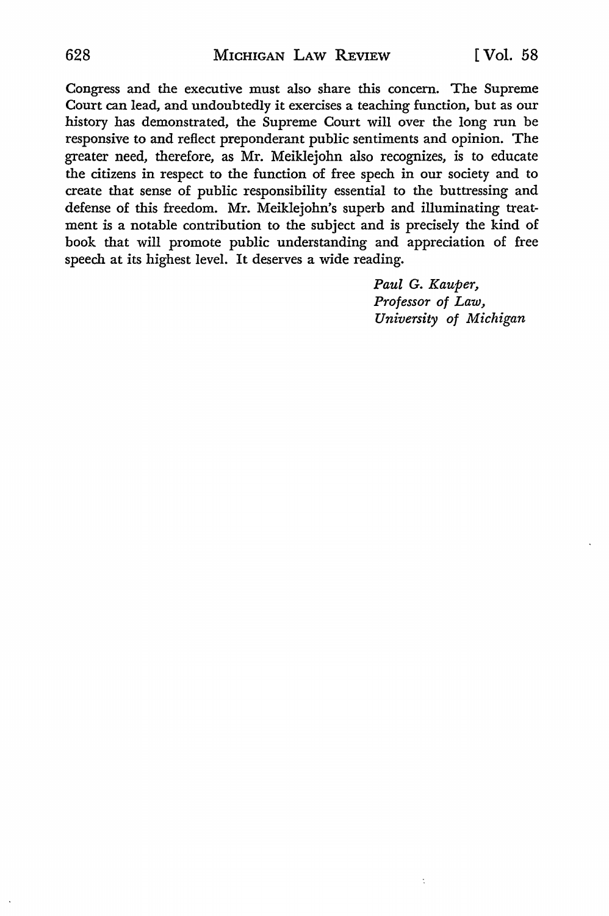Congress and the executive must also share this concern. The Supreme Court can lead, and undoubtedly it exercises a teaching function, but as our history has demonstrated, the Supreme Court will over the long run be responsive to and reflect preponderant public sentiments and opinion. The greater need, therefore, as Mr. Meiklejohn also recognizes, is to educate the citizens in respect to the function of free spech in our society and to create that sense of public responsibility essential to the buttressing and defense of this freedom. Mr. Meiklejohn's superb and illuminating treatment is a notable contribution to the subject and is precisely the kind of book that will promote public understanding and appreciation of free speech at its highest level. It deserves a wide reading.

*Paul G. Kauper,*
*Professor of Law,*
*University of Michigan*